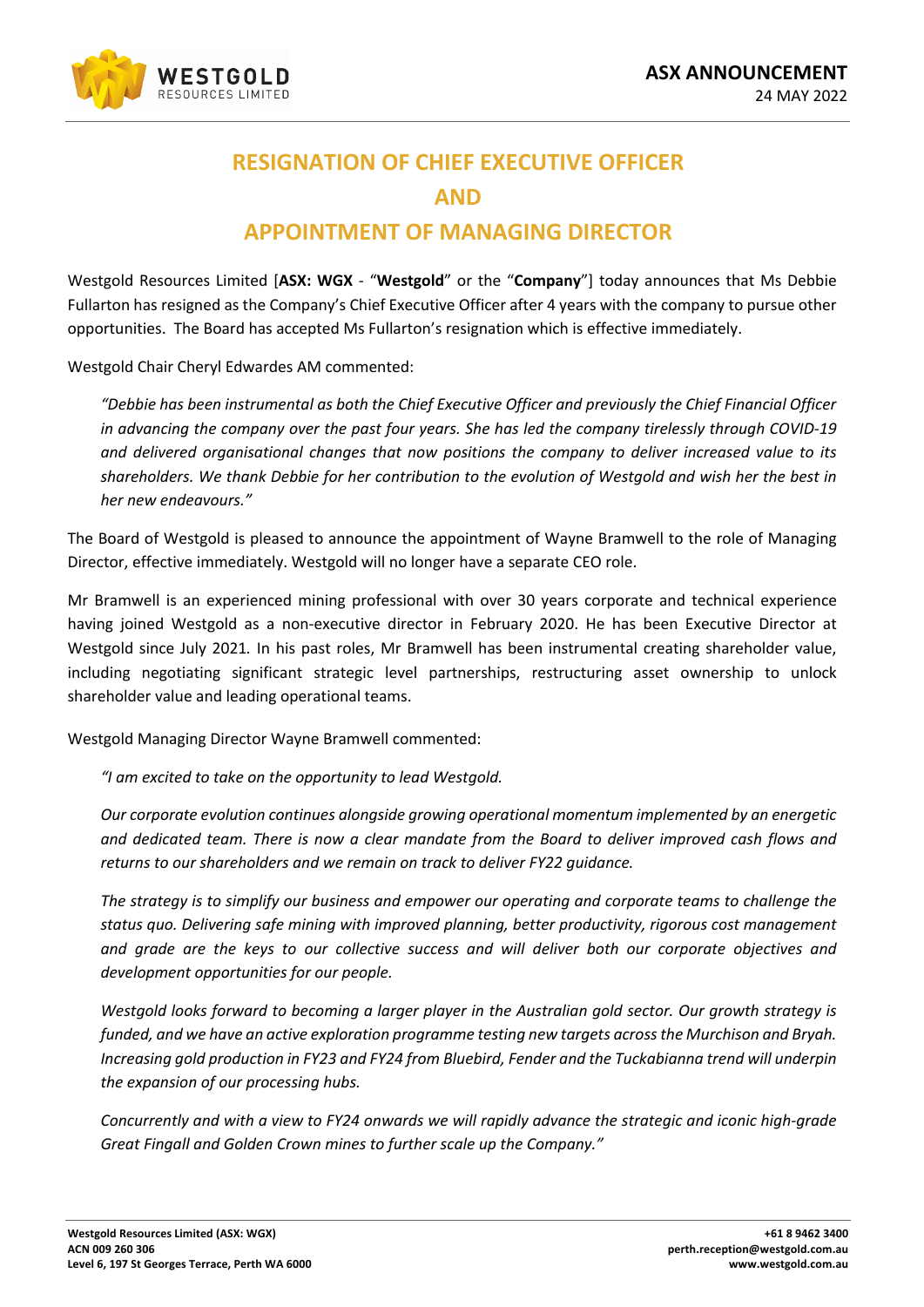**ASX ANNOUNCEMENT**

24 MAY 2022

# RESIGNATION OF CHIEF EXECUTIVE OFFICER AND APPOINTMENT OF MANAGING DIRECTOR

Westgold Resources Limited [**ASX: WGX** - "**Westgold**" or the "**Company**"] today announces that Ms Debbie Fullarton has resigned as the Company's Chief Executive Officer after 4 years with the company to pursue other opportunities. The Board has accepted Ms Fullarton's resignation which is effective immediately.

Westgold Chair Cheryl Edwardes AM commented:

> *"Debbie has been instrumental as both the Chief Executive Officer and previously the Chief Financial Officer in advancing the company over the past four years. She has led the company tirelessly through COVID-19 and delivered organisational changes that now positions the company to deliver increased value to its shareholders. We thank Debbie for her contribution to the evolution of Westgold and wish her the best in her new endeavours."*

The Board of Westgold is pleased to announce the appointment of Wayne Bramwell to the role of Managing Director, effective immediately. Westgold will no longer have a separate CEO role.

Mr Bramwell is an experienced mining professional with over 30 years corporate and technical experience having joined Westgold as a non-executive director in February 2020. He has been Executive Director at Westgold since July 2021. In his past roles, Mr Bramwell has been instrumental creating shareholder value, including negotiating significant strategic level partnerships, restructuring asset ownership to unlock shareholder value and leading operational teams.

Westgold Managing Director Wayne Bramwell commented:

> *"I am excited to take on the opportunity to lead Westgold.*
>
> *Our corporate evolution continues alongside growing operational momentum implemented by an energetic and dedicated team. There is now a clear mandate from the Board to deliver improved cash flows and returns to our shareholders and we remain on track to deliver FY22 guidance.*
>
> *The strategy is to simplify our business and empower our operating and corporate teams to challenge the status quo. Delivering safe mining with improved planning, better productivity, rigorous cost management and grade are the keys to our collective success and will deliver both our corporate objectives and development opportunities for our people.*
>
> *Westgold looks forward to becoming a larger player in the Australian gold sector. Our growth strategy is funded, and we have an active exploration programme testing new targets across the Murchison and Bryah. Increasing gold production in FY23 and FY24 from Bluebird, Fender and the Tuckabianna trend will underpin the expansion of our processing hubs.*
>
> *Concurrently and with a view to FY24 onwards we will rapidly advance the strategic and iconic high-grade Great Fingall and Golden Crown mines to further scale up the Company."*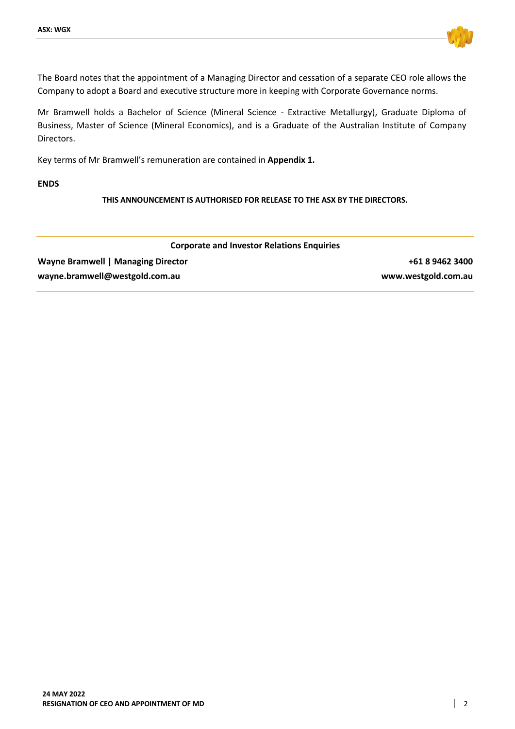The Board notes that the appointment of a Managing Director and cessation of a separate CEO role allows the Company to adopt a Board and executive structure more in keeping with Corporate Governance norms.

Mr Bramwell holds a Bachelor of Science (Mineral Science - Extractive Metallurgy), Graduate Diploma of Business, Master of Science (Mineral Economics), and is a Graduate of the Australian Institute of Company Directors.

Key terms of Mr Bramwell's remuneration are contained in **Appendix 1.**

**ENDS**

**THIS ANNOUNCEMENT IS AUTHORISED FOR RELEASE TO THE ASX BY THE DIRECTORS.**

**Corporate and Investor Relations Enquiries**

**Wayne Bramwell | Managing Director** — **+61 8 9462 3400**

**wayne.bramwell@westgold.com.au** — **www.westgold.com.au**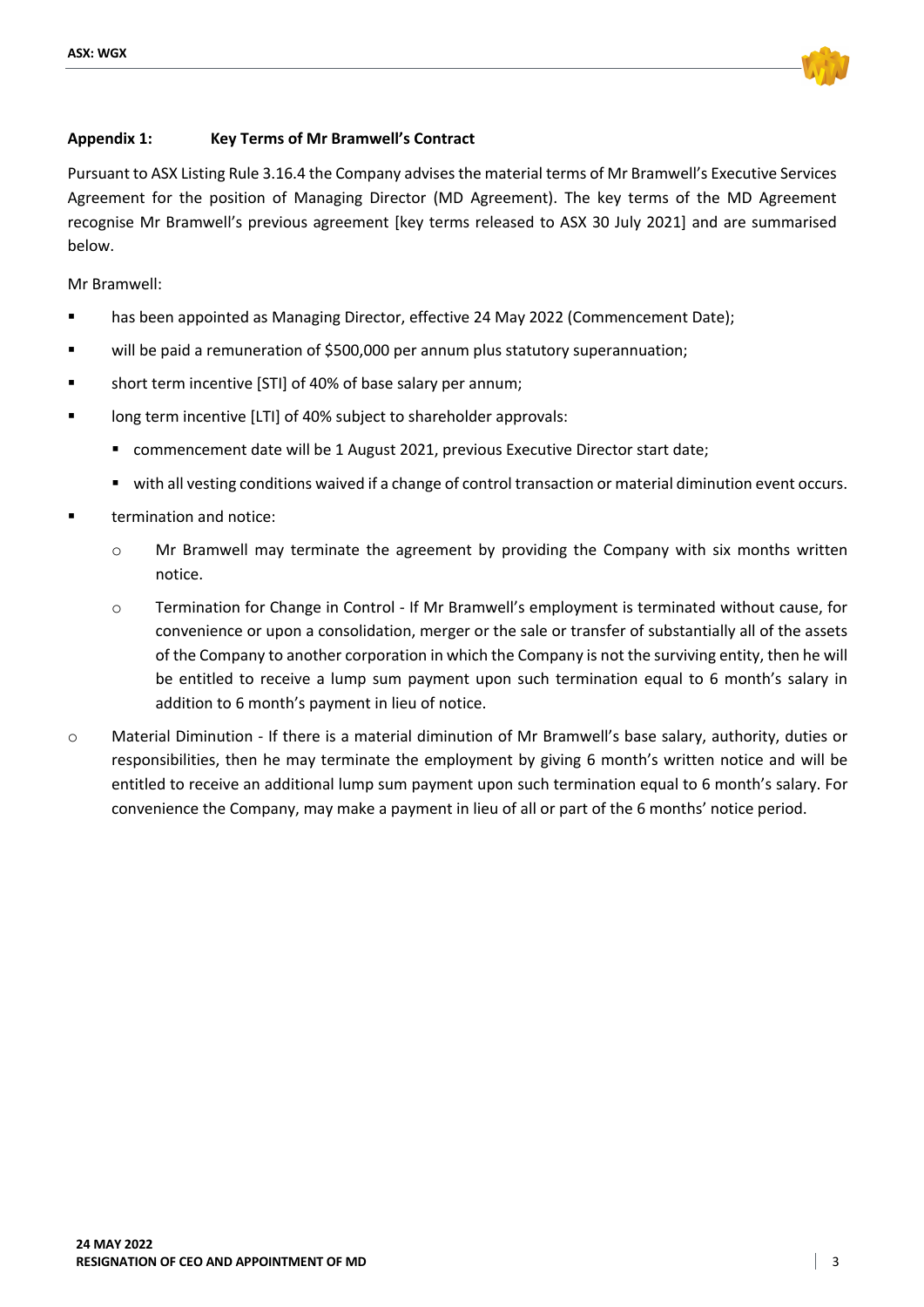**Appendix 1: Key Terms of Mr Bramwell's Contract**

Pursuant to ASX Listing Rule 3.16.4 the Company advises the material terms of Mr Bramwell's Executive Services Agreement for the position of Managing Director (MD Agreement). The key terms of the MD Agreement recognise Mr Bramwell's previous agreement [key terms released to ASX 30 July 2021] and are summarised below.

Mr Bramwell:

- has been appointed as Managing Director, effective 24 May 2022 (Commencement Date);
- will be paid a remuneration of $500,000 per annum plus statutory superannuation;
- short term incentive [STI] of 40% of base salary per annum;
- long term incentive [LTI] of 40% subject to shareholder approvals:
  - commencement date will be 1 August 2021, previous Executive Director start date;
  - with all vesting conditions waived if a change of control transaction or material diminution event occurs.
- termination and notice:
  - Mr Bramwell may terminate the agreement by providing the Company with six months written notice.
  - Termination for Change in Control - If Mr Bramwell's employment is terminated without cause, for convenience or upon a consolidation, merger or the sale or transfer of substantially all of the assets of the Company to another corporation in which the Company is not the surviving entity, then he will be entitled to receive a lump sum payment upon such termination equal to 6 month's salary in addition to 6 month's payment in lieu of notice.
- Material Diminution - If there is a material diminution of Mr Bramwell's base salary, authority, duties or responsibilities, then he may terminate the employment by giving 6 month's written notice and will be entitled to receive an additional lump sum payment upon such termination equal to 6 month's salary. For convenience the Company, may make a payment in lieu of all or part of the 6 months' notice period.